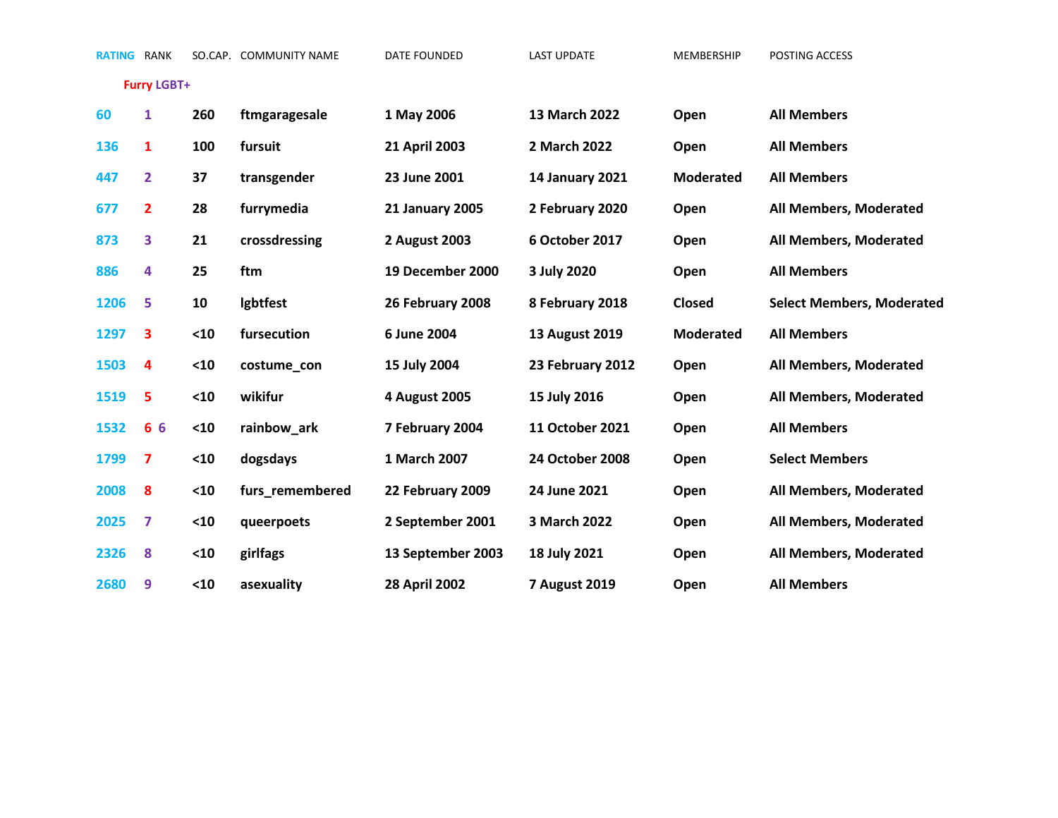| RATING | RANK | SO.CAP. | COMMUNITY NAME | DATE FOUNDED | LAST UPDATE | MEMBERSHIP | POSTING ACCESS |
|---|---|---|---|---|---|---|---|
| | Furry LGBT+ | | | | | | |
| 60 | 1 | 260 | ftmgaragesale | 1 May 2006 | 13 March 2022 | Open | All Members |
| 136 | 1 | 100 | fursuit | 21 April 2003 | 2 March 2022 | Open | All Members |
| 447 | 2 | 37 | transgender | 23 June 2001 | 14 January 2021 | Moderated | All Members |
| 677 | 2 | 28 | furrymedia | 21 January 2005 | 2 February 2020 | Open | All Members, Moderated |
| 873 | 3 | 21 | crossdressing | 2 August 2003 | 6 October 2017 | Open | All Members, Moderated |
| 886 | 4 | 25 | ftm | 19 December 2000 | 3 July 2020 | Open | All Members |
| 1206 | 5 | 10 | lgbtfest | 26 February 2008 | 8 February 2018 | Closed | Select Members, Moderated |
| 1297 | 3 | <10 | fursecution | 6 June 2004 | 13 August 2019 | Moderated | All Members |
| 1503 | 4 | <10 | costume_con | 15 July 2004 | 23 February 2012 | Open | All Members, Moderated |
| 1519 | 5 | <10 | wikifur | 4 August 2005 | 15 July 2016 | Open | All Members, Moderated |
| 1532 | 6 6 | <10 | rainbow_ark | 7 February 2004 | 11 October 2021 | Open | All Members |
| 1799 | 7 | <10 | dogsdays | 1 March 2007 | 24 October 2008 | Open | Select Members |
| 2008 | 8 | <10 | furs_remembered | 22 February 2009 | 24 June 2021 | Open | All Members, Moderated |
| 2025 | 7 | <10 | queerpoets | 2 September 2001 | 3 March 2022 | Open | All Members, Moderated |
| 2326 | 8 | <10 | girlfags | 13 September 2003 | 18 July 2021 | Open | All Members, Moderated |
| 2680 | 9 | <10 | asexuality | 28 April 2002 | 7 August 2019 | Open | All Members |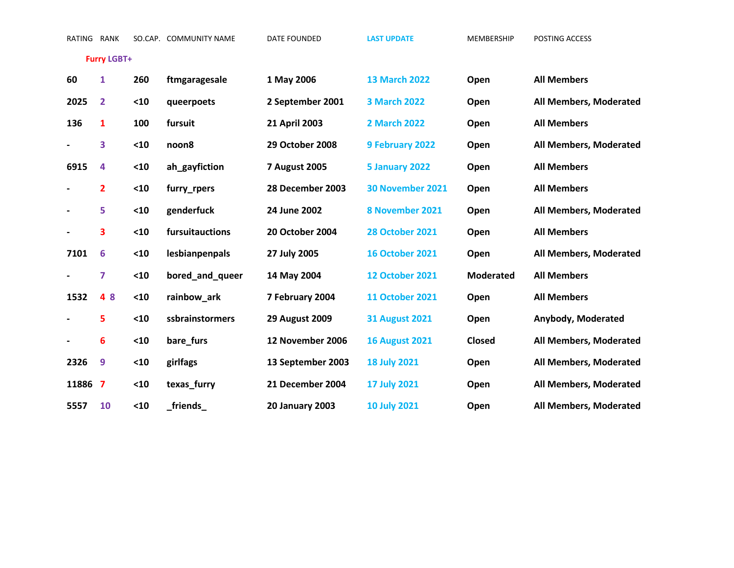| RATING | RANK | SO.CAP. | COMMUNITY NAME | DATE FOUNDED | LAST UPDATE | MEMBERSHIP | POSTING ACCESS |
|---|---|---|---|---|---|---|---|
| | Furry LGBT+ | | | | | | |
| 60 | 1 | 260 | ftmgaragesale | 1 May 2006 | 13 March 2022 | Open | All Members |
| 2025 | 2 | <10 | queerpoets | 2 September 2001 | 3 March 2022 | Open | All Members, Moderated |
| 136 | 1 | 100 | fursuit | 21 April 2003 | 2 March 2022 | Open | All Members |
| - | 3 | <10 | noon8 | 29 October 2008 | 9 February 2022 | Open | All Members, Moderated |
| 6915 | 4 | <10 | ah_gayfiction | 7 August 2005 | 5 January 2022 | Open | All Members |
| - | 2 | <10 | furry_rpers | 28 December 2003 | 30 November 2021 | Open | All Members |
| - | 5 | <10 | genderfuck | 24 June 2002 | 8 November 2021 | Open | All Members, Moderated |
| - | 3 | <10 | fursuitauctions | 20 October 2004 | 28 October 2021 | Open | All Members |
| 7101 | 6 | <10 | lesbianpenpals | 27 July 2005 | 16 October 2021 | Open | All Members, Moderated |
| - | 7 | <10 | bored_and_queer | 14 May 2004 | 12 October 2021 | Moderated | All Members |
| 1532 | 4 8 | <10 | rainbow_ark | 7 February 2004 | 11 October 2021 | Open | All Members |
| - | 5 | <10 | ssbrainstormers | 29 August 2009 | 31 August 2021 | Open | Anybody, Moderated |
| - | 6 | <10 | bare_furs | 12 November 2006 | 16 August 2021 | Closed | All Members, Moderated |
| 2326 | 9 | <10 | girlfags | 13 September 2003 | 18 July 2021 | Open | All Members, Moderated |
| 11886 | 7 | <10 | texas_furry | 21 December 2004 | 17 July 2021 | Open | All Members, Moderated |
| 5557 | 10 | <10 | _friends_ | 20 January 2003 | 10 July 2021 | Open | All Members, Moderated |